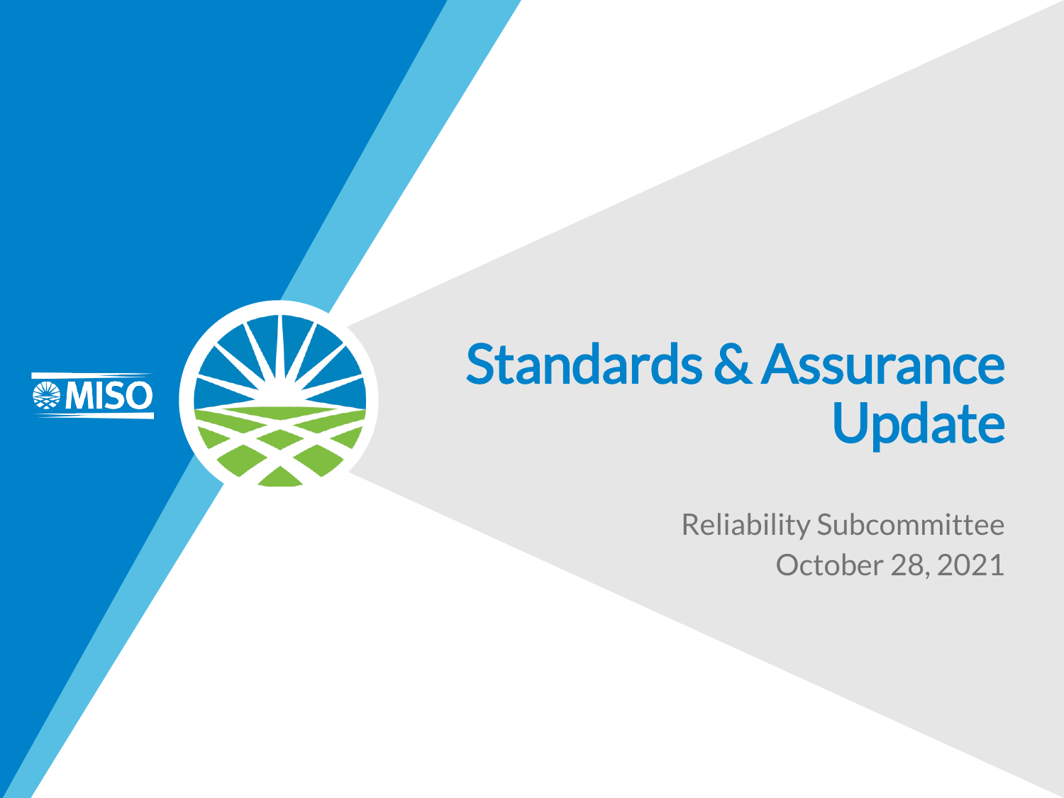# Standards & Assurance Update

Reliability Subcommittee

October 28, 2021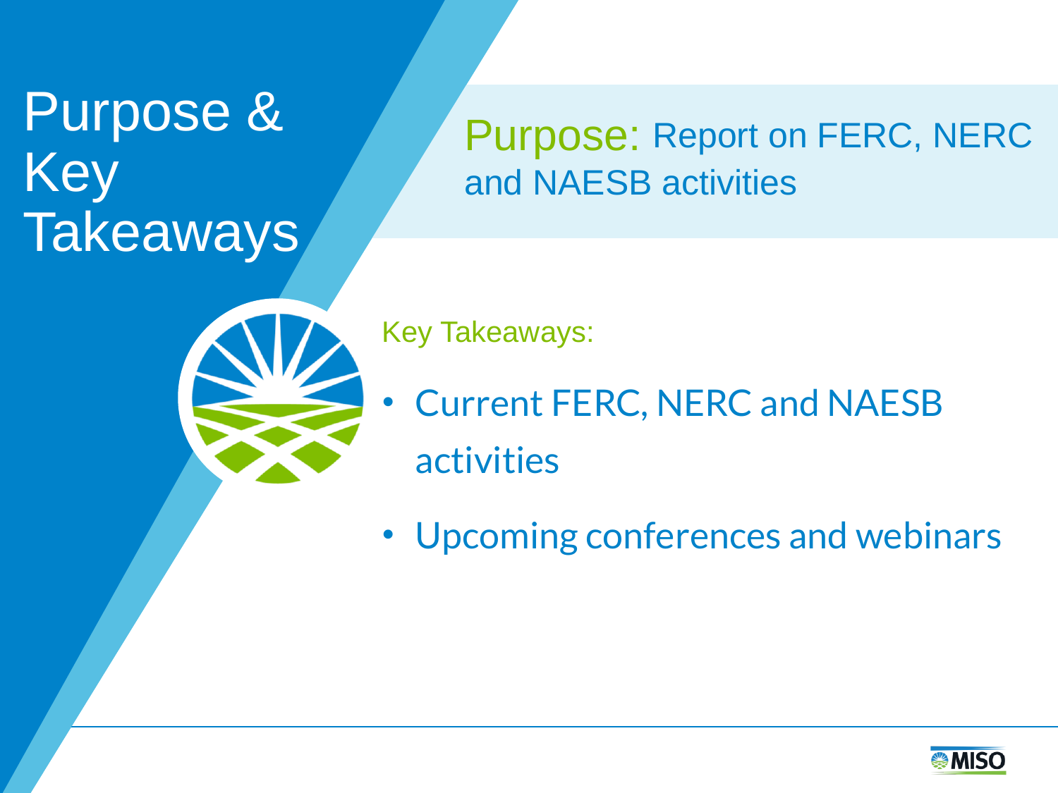# Purpose & Key Takeaways

**Purpose:** Report on FERC, NERC and NAESB activities

Key Takeaways:

- Current FERC, NERC and NAESB activities
- Upcoming conferences and webinars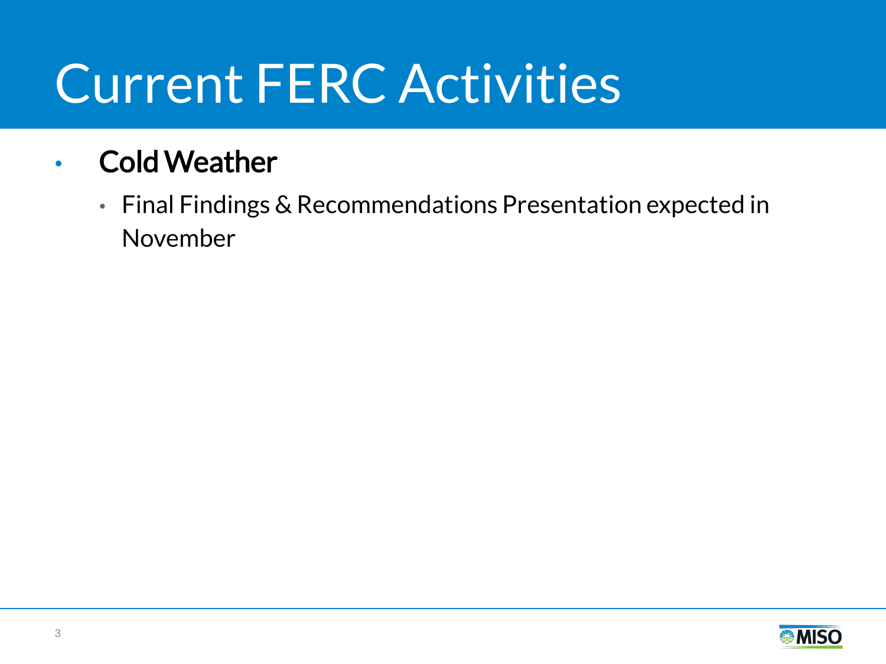# Current FERC Activities

- **Cold Weather**
  - Final Findings & Recommendations Presentation expected in November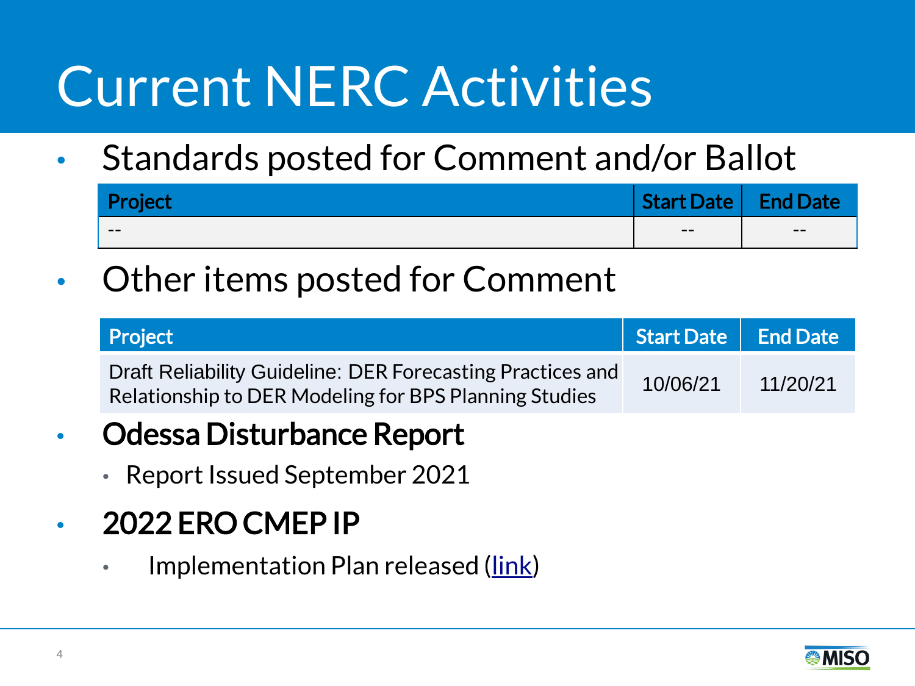# Current NERC Activities

- Standards posted for Comment and/or Ballot

| Project | Start Date | End Date |
|---|---|---|
| -- | -- | -- |

- Other items posted for Comment

| Project | Start Date | End Date |
|---|---|---|
| Draft Reliability Guideline: DER Forecasting Practices and Relationship to DER Modeling for BPS Planning Studies | 10/06/21 | 11/20/21 |

- **Odessa Disturbance Report**
  - Report Issued September 2021
- **2022 ERO CMEP IP**
  - Implementation Plan released (link)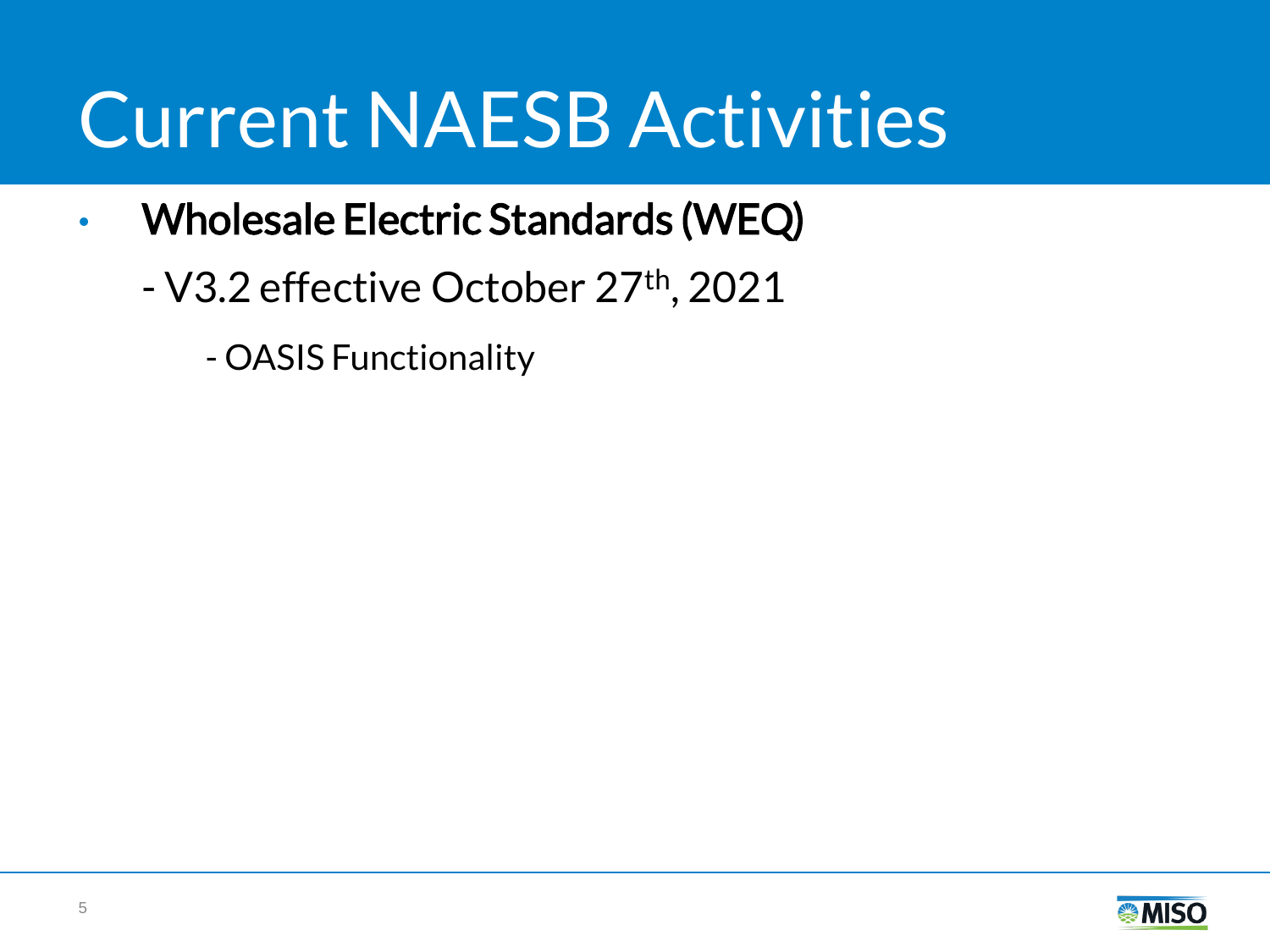# Current NAESB Activities

- Wholesale Electric Standards (WEQ)
  - V3.2 effective October 27th, 2021
    - OASIS Functionality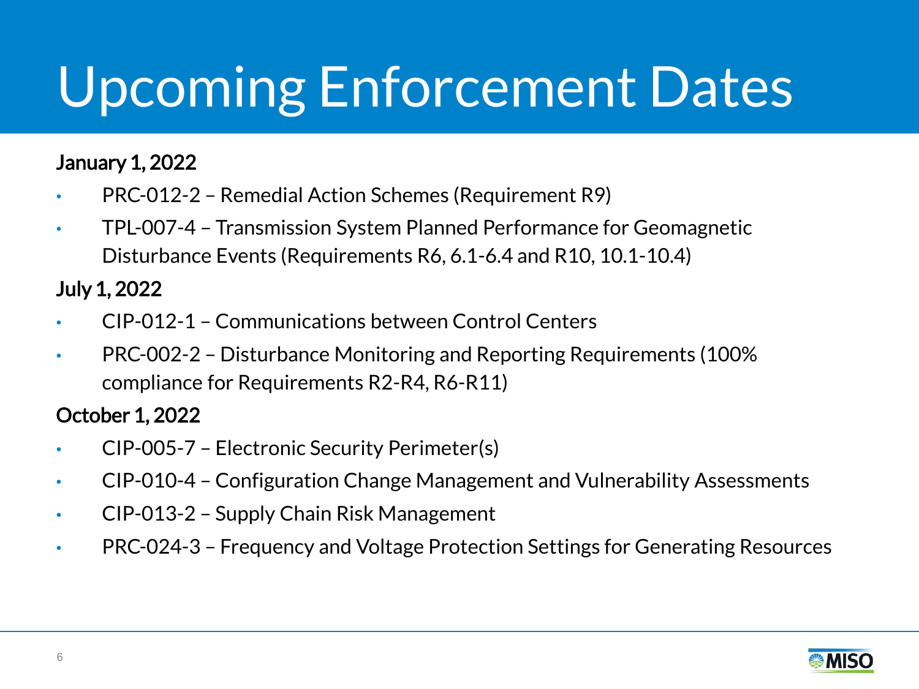# Upcoming Enforcement Dates

**January 1, 2022**

- PRC-012-2 – Remedial Action Schemes (Requirement R9)
- TPL-007-4 – Transmission System Planned Performance for Geomagnetic Disturbance Events (Requirements R6, 6.1-6.4 and R10, 10.1-10.4)

**July 1, 2022**

- CIP-012-1 – Communications between Control Centers
- PRC-002-2 – Disturbance Monitoring and Reporting Requirements (100% compliance for Requirements R2-R4, R6-R11)

**October 1, 2022**

- CIP-005-7 – Electronic Security Perimeter(s)
- CIP-010-4 – Configuration Change Management and Vulnerability Assessments
- CIP-013-2 – Supply Chain Risk Management
- PRC-024-3 – Frequency and Voltage Protection Settings for Generating Resources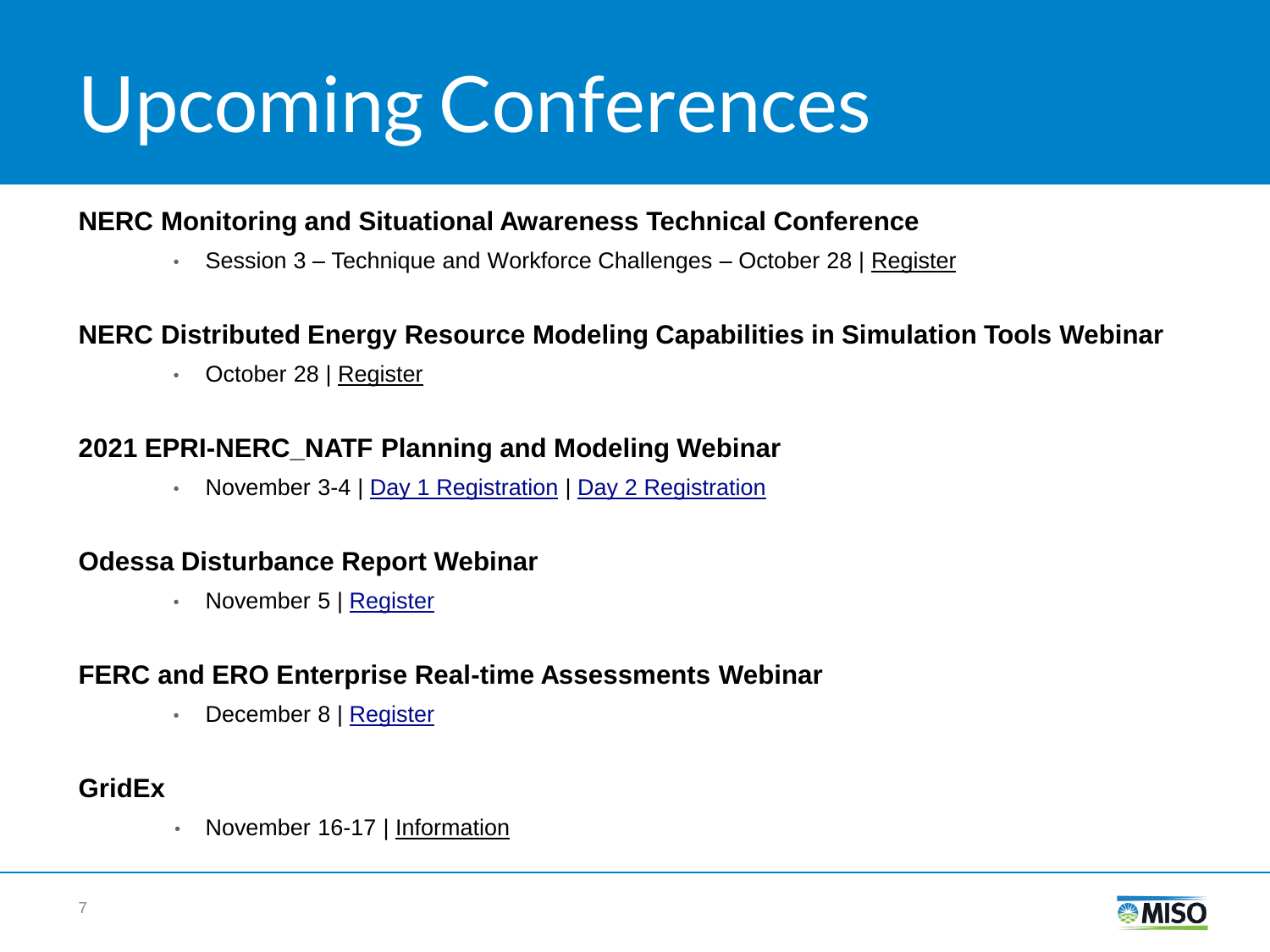# Upcoming Conferences

**NERC Monitoring and Situational Awareness Technical Conference**

- Session 3 – Technique and Workforce Challenges – October 28 | Register

**NERC Distributed Energy Resource Modeling Capabilities in Simulation Tools Webinar**

- October 28 | Register

**2021 EPRI-NERC_NATF Planning and Modeling Webinar**

- November 3-4 | Day 1 Registration | Day 2 Registration

**Odessa Disturbance Report Webinar**

- November 5 | Register

**FERC and ERO Enterprise Real-time Assessments Webinar**

- December 8 | Register

**GridEx**

- November 16-17 | Information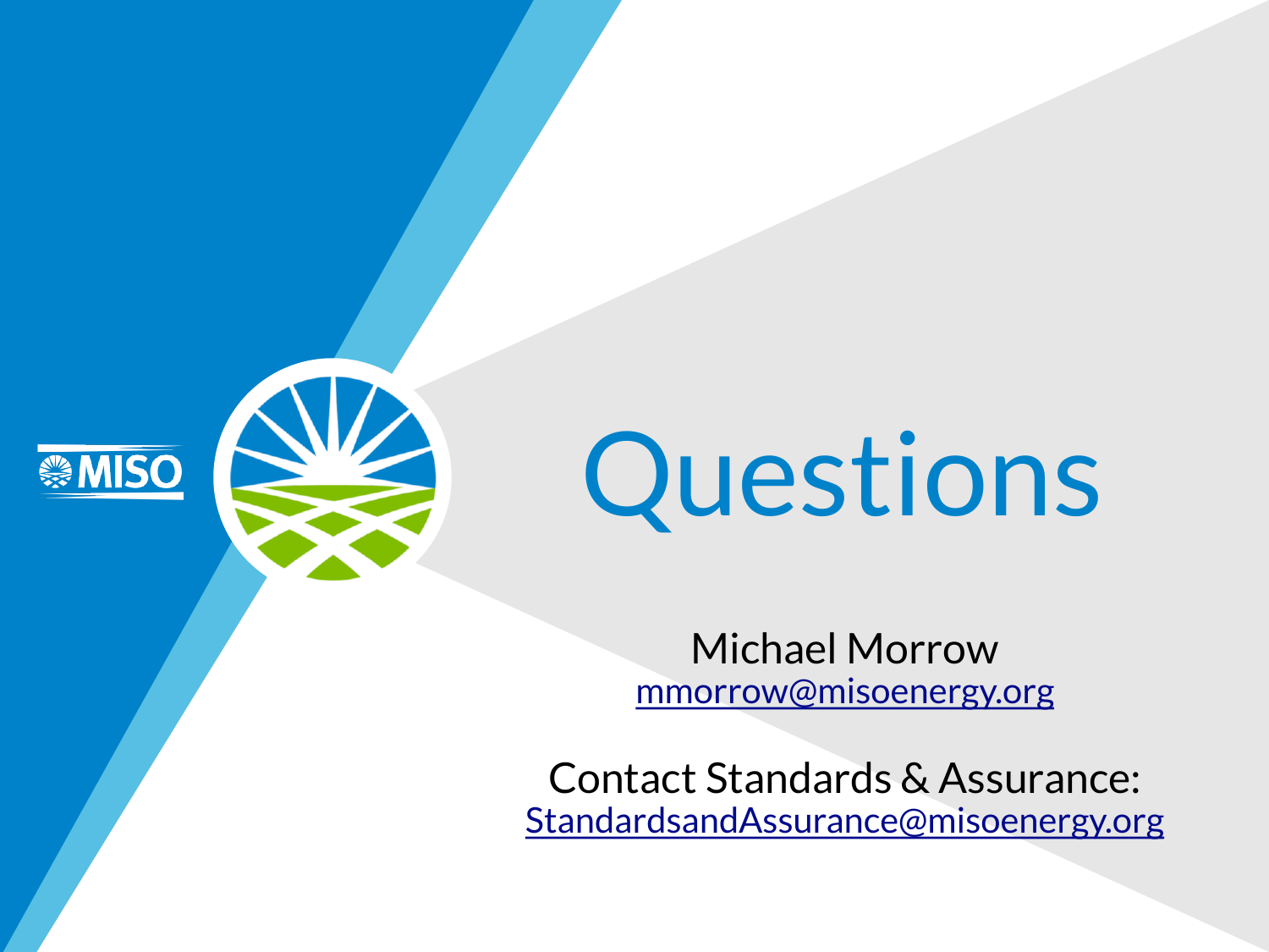# Questions

Michael Morrow
mmorrow@misoenergy.org

Contact Standards & Assurance:
StandardsandAssurance@misoenergy.org